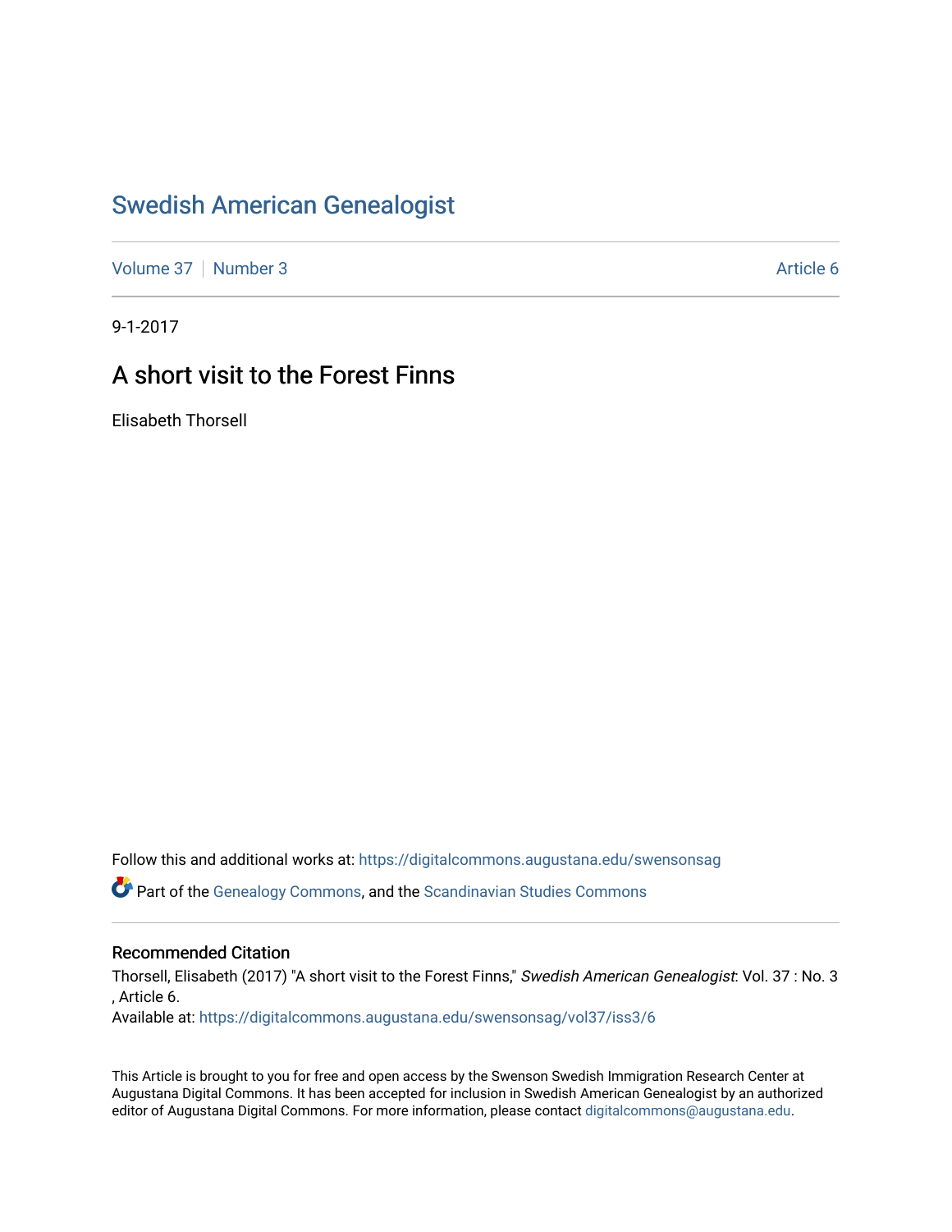Swedish American Genealogist

Volume 37 | Number 3 | Article 6

9-1-2017

# A short visit to the Forest Finns

Elisabeth Thorsell

Follow this and additional works at: https://digitalcommons.augustana.edu/swensonsag

Part of the Genealogy Commons, and the Scandinavian Studies Commons

## Recommended Citation

Thorsell, Elisabeth (2017) "A short visit to the Forest Finns," *Swedish American Genealogist*: Vol. 37 : No. 3 , Article 6.
Available at: https://digitalcommons.augustana.edu/swensonsag/vol37/iss3/6

This Article is brought to you for free and open access by the Swenson Swedish Immigration Research Center at Augustana Digital Commons. It has been accepted for inclusion in Swedish American Genealogist by an authorized editor of Augustana Digital Commons. For more information, please contact digitalcommons@augustana.edu.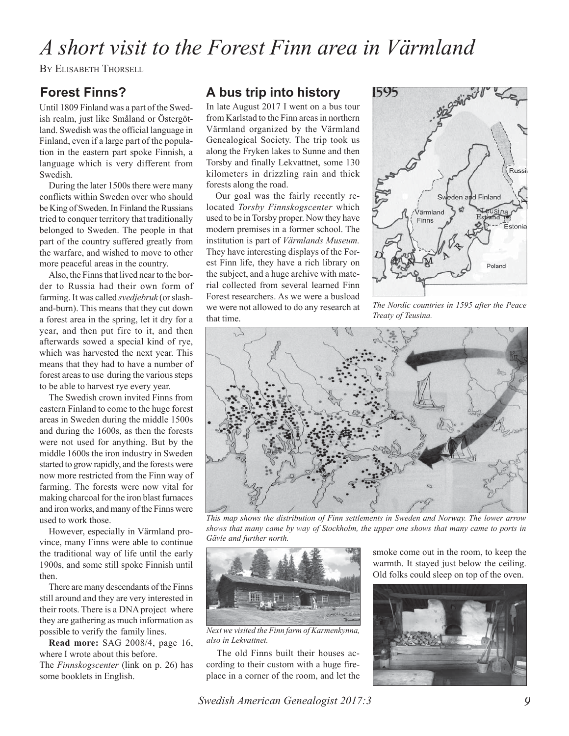# *A short visit to the Forest Finn area in Värmland*

By Elisabeth Thorsell

## Forest Finns?

Until 1809 Finland was a part of the Swedish realm, just like Småland or Östergötland. Swedish was the official language in Finland, even if a large part of the population in the eastern part spoke Finnish, a language which is very different from Swedish.

During the later 1500s there were many conflicts within Sweden over who should be King of Sweden. In Finland the Russians tried to conquer territory that traditionally belonged to Sweden. The people in that part of the country suffered greatly from the warfare, and wished to move to other more peaceful areas in the country.

Also, the Finns that lived near to the border to Russia had their own form of farming. It was called *svedjebruk* (or slash-and-burn). This means that they cut down a forest area in the spring, let it dry for a year, and then put fire to it, and then afterwards sowed a special kind of rye, which was harvested the next year. This means that they had to have a number of forest areas to use during the various steps to be able to harvest rye every year.

The Swedish crown invited Finns from eastern Finland to come to the huge forest areas in Sweden during the middle 1500s and during the 1600s, as then the forests were not used for anything. But by the middle 1600s the iron industry in Sweden started to grow rapidly, and the forests were now more restricted from the Finn way of farming. The forests were now vital for making charcoal for the iron blast furnaces and iron works, and many of the Finns were used to work those.

However, especially in Värmland province, many Finns were able to continue the traditional way of life until the early 1900s, and some still spoke Finnish until then.

There are many descendants of the Finns still around and they are very interested in their roots. There is a DNA project where they are gathering as much information as possible to verify the family lines.

**Read more:** SAG 2008/4, page 16, where I wrote about this before.

The *Finnskogscenter* (link on p. 26) has some booklets in English.

## A bus trip into history

In late August 2017 I went on a bus tour from Karlstad to the Finn areas in northern Värmland organized by the Värmland Genealogical Society. The trip took us along the Fryken lakes to Sunne and then Torsby and finally Lekvattnet, some 130 kilometers in drizzling rain and thick forests along the road.

Our goal was the fairly recently relocated *Torsby Finnskogscenter* which used to be in Torsby proper. Now they have modern premises in a former school. The institution is part of *Värmlands Museum.* They have interesting displays of the Forest Finn life, they have a rich library on the subject, and a huge archive with material collected from several learned Finn Forest researchers. As we were a busload we were not allowed to do any research at that time.

1595

Russia

Sweden and Finland

Värmland Finns

Teusina

Estland

Estonia

DANMARK

Poland

*The Nordic countries in 1595 after the Peace Treaty of Teusina.*

*This map shows the distribution of Finn settlements in Sweden and Norway. The lower arrow shows that many came by way of Stockholm, the upper one shows that many came to ports in Gävle and further north.*

*Next we visited the Finn farm of Karmenkynna, also in Lekvattnet.*

The old Finns built their houses according to their custom with a huge fireplace in a corner of the room, and let the smoke come out in the room, to keep the warmth. It stayed just below the ceiling. Old folks could sleep on top of the oven.